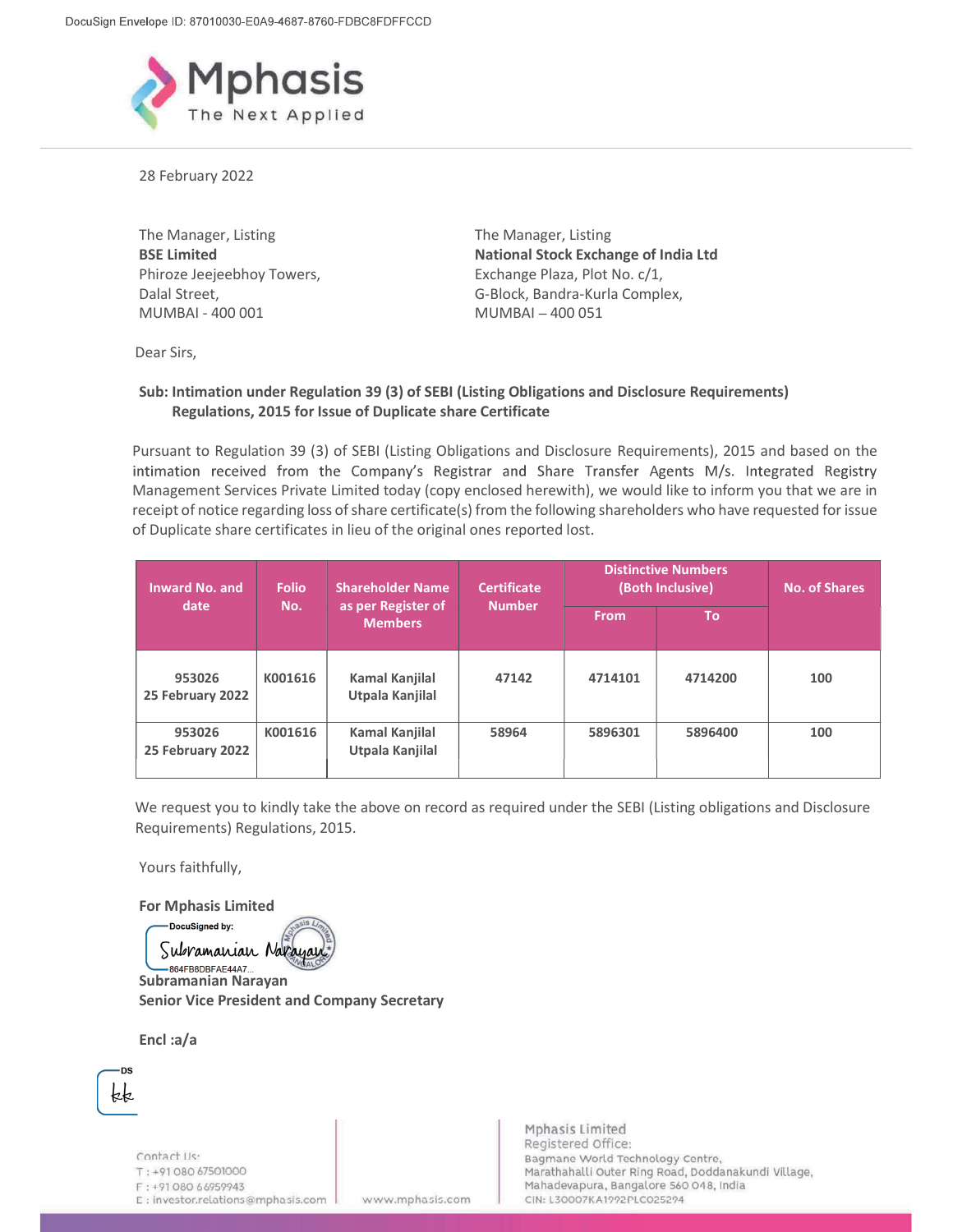DocuSign Envelope ID: 87010030-E0A9-4687-8760-FDBC8FDFFCCD

28 February 2022

The Manager, Listing
**BSE Limited**
Phiroze Jeejeebhoy Towers,
Dalal Street,
MUMBAI - 400 001

The Manager, Listing
**National Stock Exchange of India Ltd**
Exchange Plaza, Plot No. c/1,
G-Block, Bandra-Kurla Complex,
MUMBAI – 400 051

Dear Sirs,

**Sub: Intimation under Regulation 39 (3) of SEBI (Listing Obligations and Disclosure Requirements) Regulations, 2015 for Issue of Duplicate share Certificate**

Pursuant to Regulation 39 (3) of SEBI (Listing Obligations and Disclosure Requirements), 2015 and based on the intimation received from the Company's Registrar and Share Transfer Agents M/s. Integrated Registry Management Services Private Limited today (copy enclosed herewith), we would like to inform you that we are in receipt of notice regarding loss of share certificate(s) from the following shareholders who have requested for issue of Duplicate share certificates in lieu of the original ones reported lost.

| Inward No. and date | Folio No. | Shareholder Name as per Register of Members | Certificate Number | Distinctive Numbers (Both Inclusive) | | No. of Shares |
|---|---|---|---|---|---|---|
| | | | | From | To | |
| 953026 25 February 2022 | K001616 | Kamal Kanjilal Utpala Kanjilal | 47142 | 4714101 | 4714200 | 100 |
| 953026 25 February 2022 | K001616 | Kamal Kanjilal Utpala Kanjilal | 58964 | 5896301 | 5896400 | 100 |

We request you to kindly take the above on record as required under the SEBI (Listing obligations and Disclosure Requirements) Regulations, 2015.

Yours faithfully,

**For Mphasis Limited**

DocuSigned by:
Subramanian Narayan
864FB8DBFAE44A7...

**Subramanian Narayan**
**Senior Vice President and Company Secretary**

**Encl :a/a**

Contact Us:
T : +91 080 67501000
F : +91 080 66959943
E : investor.relations@mphasis.com

www.mphasis.com

Mphasis Limited
Registered Office:
Bagmane World Technology Centre,
Marathahalli Outer Ring Road, Doddanakundi Village,
Mahadevapura, Bangalore 560 048, India
CIN: L30007KA1992PLC025294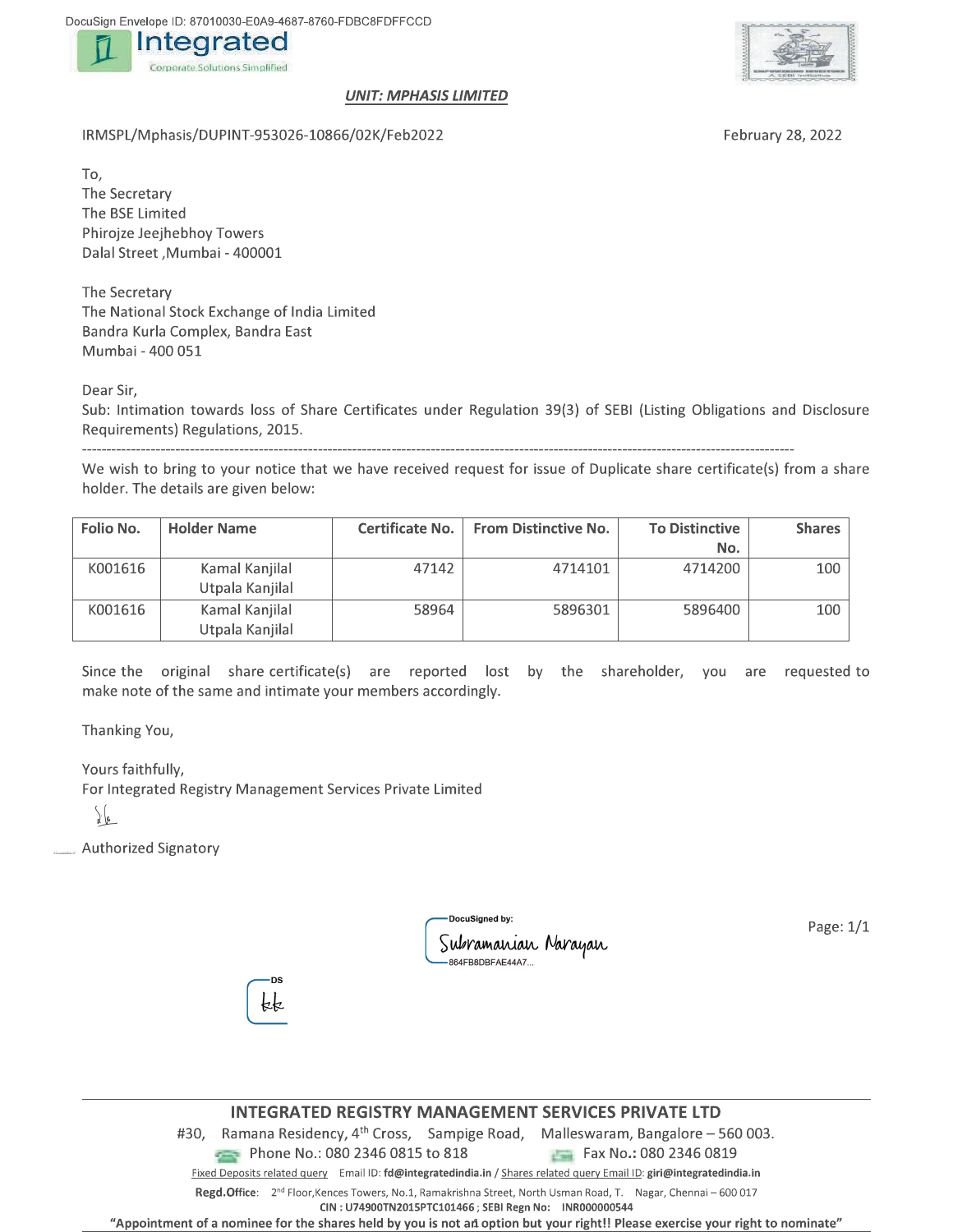DocuSign Envelope ID: 87010030-E0A9-4687-8760-FDBC8FDFFCCD

Integrated
Corporate Solutions Simplified

**_UNIT: MPHASIS LIMITED_**

IRMSPL/Mphasis/DUPINT-953026-10866/02K/Feb2022

February 28, 2022

To,
The Secretary
The BSE Limited
Phirojze Jeejhebhoy Towers
Dalal Street ,Mumbai - 400001

The Secretary
The National Stock Exchange of India Limited
Bandra Kurla Complex, Bandra East
Mumbai - 400 051

Dear Sir,

Sub: Intimation towards loss of Share Certificates under Regulation 39(3) of SEBI (Listing Obligations and Disclosure Requirements) Regulations, 2015.

---

We wish to bring to your notice that we have received request for issue of Duplicate share certificate(s) from a share holder. The details are given below:

| Folio No. | Holder Name | Certificate No. | From Distinctive No. | To Distinctive No. | Shares |
|---|---|---|---|---|---|
| K001616 | Kamal Kanjilal<br>Utpala Kanjilal | 47142 | 4714101 | 4714200 | 100 |
| K001616 | Kamal Kanjilal<br>Utpala Kanjilal | 58964 | 5896301 | 5896400 | 100 |

Since the original share certificate(s) are reported lost by the shareholder, you are requested to make note of the same and intimate your members accordingly.

Thanking You,

Yours faithfully,
For Integrated Registry Management Services Private Limited

Authorized Signatory

DocuSigned by:
Subramanian Narayan
864FB8DBFAE44A7...

**INTEGRATED REGISTRY MANAGEMENT SERVICES PRIVATE LTD**

#30, Ramana Residency, 4th Cross, Sampige Road, Malleswaram, Bangalore – 560 003.
Phone No.: 080 2346 0815 to 818 Fax No.: 080 2346 0819
Fixed Deposits related query Email ID: **fd@integratedindia.in** / Shares related query Email ID: **giri@integratedindia.in**
**Regd.Office**: 2nd Floor,Kences Towers, No.1, Ramakrishna Street, North Usman Road, T. Nagar, Chennai – 600 017
**CIN : U74900TN2015PTC101466 ; SEBI Regn No: INR000000544**
**"Appointment of a nominee for the shares held by you is not an option but your right!! Please exercise your right to nominate"**